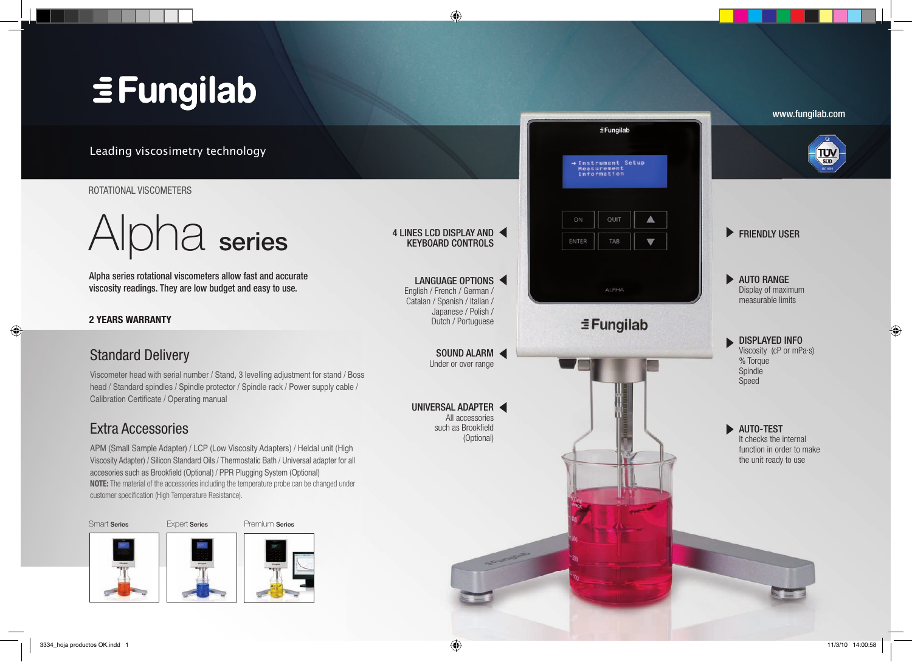# Fungilab

Leading viscosimetry technology

www.fungilab.com

ROTATIONAL VISCOMETERS

# Alpha series

Alpha series rotational viscometers allow fast and accurate viscosity readings. They are low budget and easy to use.

**2 YEARS WARRANTY**

## Standard Delivery

Viscometer head with serial number / Stand, 3 levelling adjustment for stand / Boss head / Standard spindles / Spindle protector / Spindle rack / Power supply cable / Calibration Certificate / Operating manual

## Extra Accessories

APM (Small Sample Adapter) / LCP (Low Viscosity Adapters) / Heldal unit (High Viscosity Adapter) / Silicon Standard Oils / Thermostatic Bath / Universal adapter for all accesories such as Brookfield (Optional) / PPR Plugging System (Optional)

**NOTE:** The material of the accessories including the temperature probe can be changed under customer specification (High Temperature Resistance).

Smart **Series** | Expert **Series** | Premium **Series**

**4 LINES LCD DISPLAY AND KEYBOARD CONTROLS**

**LANGUAGE OPTIONS**
English / French / German / Catalan / Spanish / Italian / Japanese / Polish / Dutch / Portuguese

**SOUND ALARM**
Under or over range

**UNIVERSAL ADAPTER**
All accessories such as Brookfield (Optional)

**FRIENDLY USER**

**AUTO RANGE**
Display of maximum measurable limits

**DISPLAYED INFO**
Viscosity (cP or mPa·s)
% Torque
Spindle
Speed

**AUTO-TEST**
It checks the internal function in order to make the unit ready to use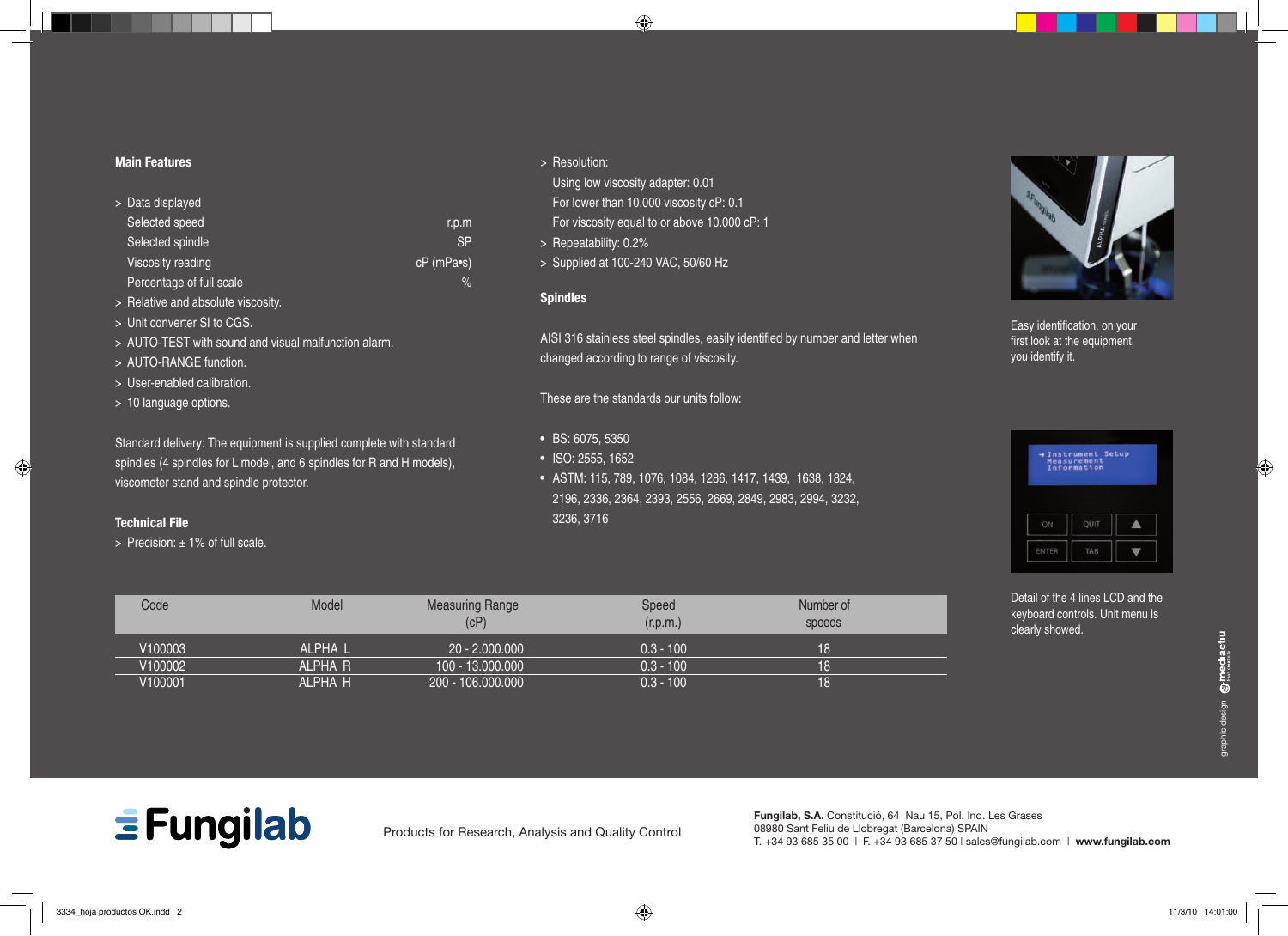## Main Features

> Data displayed

| | |
|---|---|
| Selected speed | r.p.m |
| Selected spindle | SP |
| Viscosity reading | cP (mPa•s) |
| Percentage of full scale | % |

> Relative and absolute viscosity.

> Unit converter SI to CGS.

> AUTO-TEST with sound and visual malfunction alarm.

> AUTO-RANGE function.

> User-enabled calibration.

> 10 language options.

Standard delivery: The equipment is supplied complete with standard spindles (4 spindles for L model, and 6 spindles for R and H models), viscometer stand and spindle protector.

## Technical File

> Precision: ± 1% of full scale.

> Resolution:
  Using low viscosity adapter: 0.01
  For lower than 10.000 viscosity cP: 0.1
  For viscosity equal to or above 10.000 cP: 1

> Repeatability: 0.2%

> Supplied at 100-240 VAC, 50/60 Hz

## Spindles

AISI 316 stainless steel spindles, easily identified by number and letter when changed according to range of viscosity.

These are the standards our units follow:

- BS: 6075, 5350
- ISO: 2555, 1652
- ASTM: 115, 789, 1076, 1084, 1286, 1417, 1439, 1638, 1824, 2196, 2336, 2364, 2393, 2556, 2669, 2849, 2983, 2994, 3232, 3236, 3716

Easy identification, on your first look at the equipment, you identify it.

Detail of the 4 lines LCD and the keyboard controls. Unit menu is clearly showed.

| Code | Model | Measuring Range (cP) | Speed (r.p.m.) | Number of speeds |
|---|---|---|---|---|
| V100003 | ALPHA L | 20 - 2.000.000 | 0.3 - 100 | 18 |
| V100002 | ALPHA R | 100 - 13.000.000 | 0.3 - 100 | 18 |
| V100001 | ALPHA H | 200 - 106.000.000 | 0.3 - 100 | 18 |

graphic design mediactu

Fungilab

Products for Research, Analysis and Quality Control

**Fungilab, S.A.** Constitució, 64 Nau 15, Pol. Ind. Les Grases
08980 Sant Feliu de Llobregat (Barcelona) SPAIN
T. +34 93 685 35 00 | F. +34 93 685 37 50 | sales@fungilab.com | **www.fungilab.com**